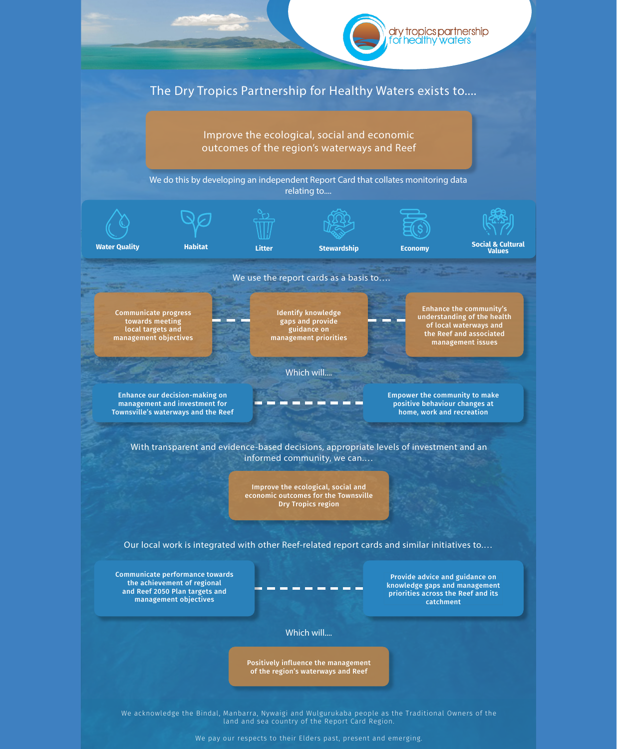dry tropics partnership for healthy waters

## The Dry Tropics Partnership for Healthy Waters exists to....

**Improve the ecological, social and economic outcomes of the region's waterways and Reef**

We do this by developing an independent Report Card that collates monitoring data relating to....

- Water Quality
- Habitat
- Litter
- Stewardship
- Economy
- Social & Cultural Values

We use the report cards as a basis to....

- Communicate progress towards meeting local targets and management objectives
- Identify knowledge gaps and provide guidance on management priorities
- Enhance the community's understanding of the health of local waterways and the Reef and associated management issues

Which will....

- Enhance our decision-making on management and investment for Townsville's waterways and the Reef
- Empower the community to make positive behaviour changes at home, work and recreation

With transparent and evidence-based decisions, appropriate levels of investment and an informed community, we can....

**Improve the ecological, social and economic outcomes for the Townsville Dry Tropics region**

Our local work is integrated with other Reef-related report cards and similar initiatives to....

- Communicate performance towards the achievement of regional and Reef 2050 Plan targets and management objectives
- Provide advice and guidance on knowledge gaps and management priorities across the Reef and its catchment

Which will....

**Positively influence the management of the region's waterways and Reef**

We acknowledge the Bindal, Manbarra, Nywaigi and Wulgurukaba people as the Traditional Owners of the land and sea country of the Report Card Region.

We pay our respects to their Elders past, present and emerging.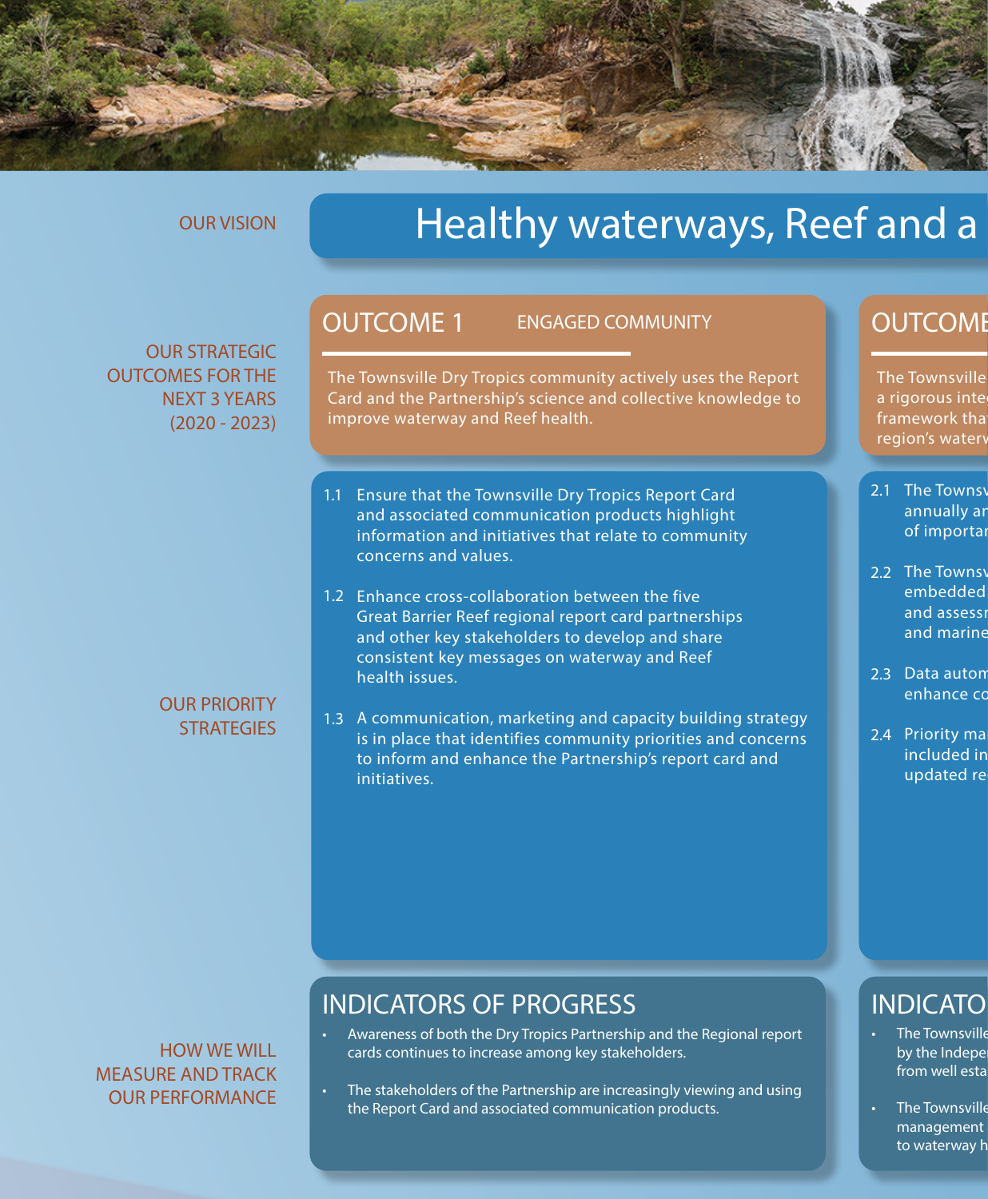OUR VISION

# Healthy waterways, Reef and a

OUR STRATEGIC OUTCOMES FOR THE NEXT 3 YEARS (2020 - 2023)

## OUTCOME 1 ENGAGED COMMUNITY

The Townsville Dry Tropics community actively uses the Report Card and the Partnership's science and collective knowledge to improve waterway and Reef health.

## OUTCOME

The Townsville
a rigorous inte
framework tha
region's waterv

OUR PRIORITY STRATEGIES

1.1 Ensure that the Townsville Dry Tropics Report Card and associated communication products highlight information and initiatives that relate to community concerns and values.

1.2 Enhance cross-collaboration between the five Great Barrier Reef regional report card partnerships and other key stakeholders to develop and share consistent key messages on waterway and Reef health issues.

1.3 A communication, marketing and capacity building strategy is in place that identifies community priorities and concerns to inform and enhance the Partnership's report card and initiatives.

2.1 The Townsv
annually ar
of importar

2.2 The Townsv
embedded
and assessr
and marine

2.3 Data autom
enhance co

2.4 Priority ma
included in
updated re

HOW WE WILL MEASURE AND TRACK OUR PERFORMANCE

## INDICATORS OF PROGRESS

- Awareness of both the Dry Tropics Partnership and the Regional report cards continues to increase among key stakeholders.
- The stakeholders of the Partnership are increasingly viewing and using the Report Card and associated communication products.

## INDICATO

- The Townsville
by the Indepe
from well esta
- The Townsville
management
to waterway h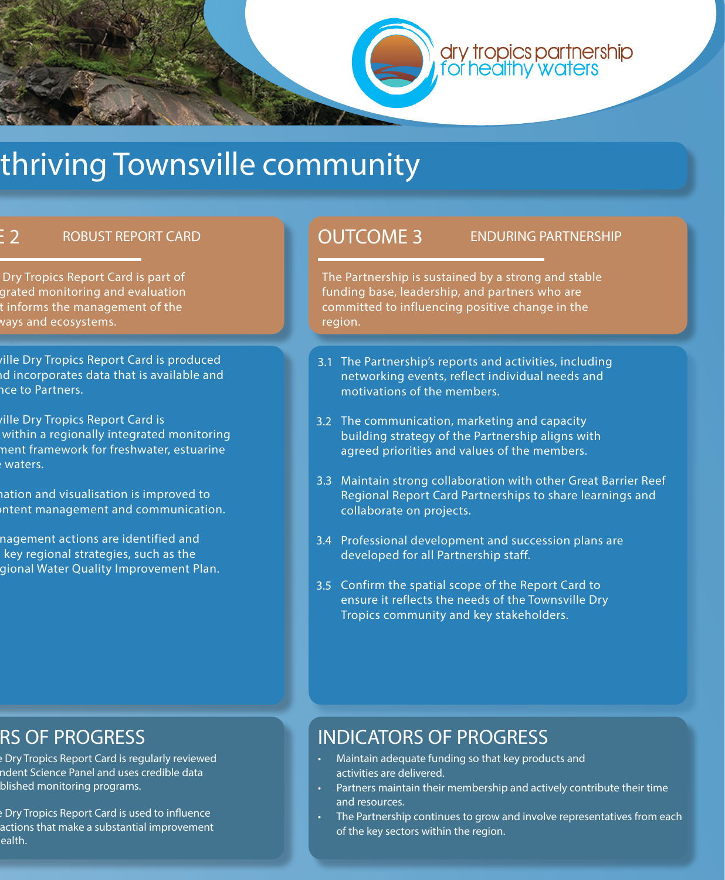dry tropics partnership for healthy waters

# thriving Townsville community

## E 2 ROBUST REPORT CARD

Dry Tropics Report Card is part of grated monitoring and evaluation t informs the management of the ways and ecosystems.

ville Dry Tropics Report Card is produced nd incorporates data that is available and nce to Partners.

ville Dry Tropics Report Card is within a regionally integrated monitoring ment framework for freshwater, estuarine waters.

nation and visualisation is improved to ontent management and communication.

nagement actions are identified and key regional strategies, such as the gional Water Quality Improvement Plan.

## RS OF PROGRESS

e Dry Tropics Report Card is regularly reviewed ndent Science Panel and uses credible data blished monitoring programs.

e Dry Tropics Report Card is used to influence actions that make a substantial improvement ealth.

## OUTCOME 3 ENDURING PARTNERSHIP

The Partnership is sustained by a strong and stable funding base, leadership, and partners who are committed to influencing positive change in the region.

3.1 The Partnership's reports and activities, including networking events, reflect individual needs and motivations of the members.

3.2 The communication, marketing and capacity building strategy of the Partnership aligns with agreed priorities and values of the members.

3.3 Maintain strong collaboration with other Great Barrier Reef Regional Report Card Partnerships to share learnings and collaborate on projects.

3.4 Professional development and succession plans are developed for all Partnership staff.

3.5 Confirm the spatial scope of the Report Card to ensure it reflects the needs of the Townsville Dry Tropics community and key stakeholders.

## INDICATORS OF PROGRESS

- Maintain adequate funding so that key products and activities are delivered.
- Partners maintain their membership and actively contribute their time and resources.
- The Partnership continues to grow and involve representatives from each of the key sectors within the region.